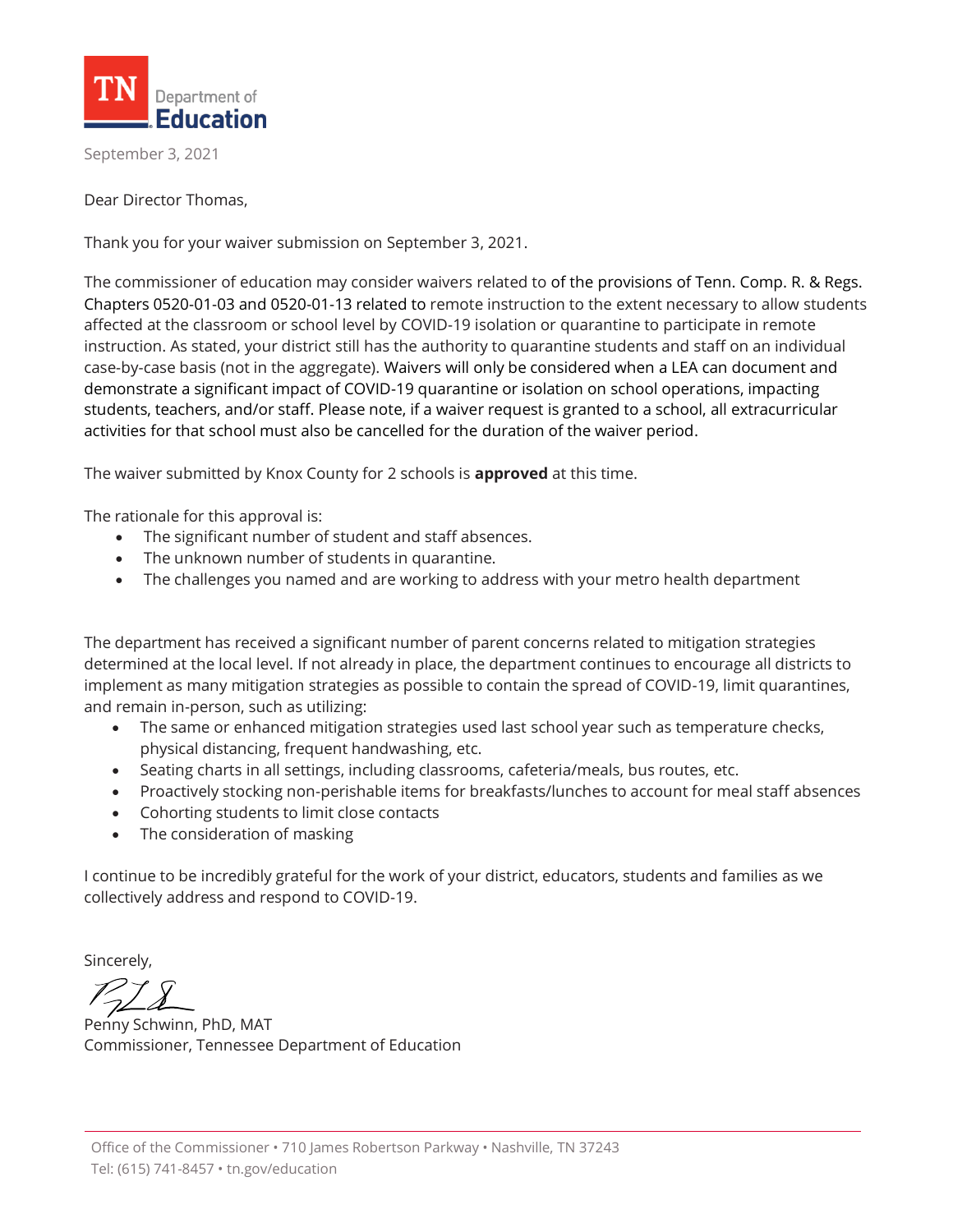TN Department of Education

September 3, 2021

Dear Director Thomas,

Thank you for your waiver submission on September 3, 2021.

The commissioner of education may consider waivers related to of the provisions of Tenn. Comp. R. & Regs. Chapters 0520-01-03 and 0520-01-13 related to remote instruction to the extent necessary to allow students affected at the classroom or school level by COVID-19 isolation or quarantine to participate in remote instruction. As stated, your district still has the authority to quarantine students and staff on an individual case-by-case basis (not in the aggregate). Waivers will only be considered when a LEA can document and demonstrate a significant impact of COVID-19 quarantine or isolation on school operations, impacting students, teachers, and/or staff. Please note, if a waiver request is granted to a school, all extracurricular activities for that school must also be cancelled for the duration of the waiver period.

The waiver submitted by Knox County for 2 schools is **approved** at this time.

The rationale for this approval is:

- The significant number of student and staff absences.
- The unknown number of students in quarantine.
- The challenges you named and are working to address with your metro health department

The department has received a significant number of parent concerns related to mitigation strategies determined at the local level. If not already in place, the department continues to encourage all districts to implement as many mitigation strategies as possible to contain the spread of COVID-19, limit quarantines, and remain in-person, such as utilizing:

- The same or enhanced mitigation strategies used last school year such as temperature checks, physical distancing, frequent handwashing, etc.
- Seating charts in all settings, including classrooms, cafeteria/meals, bus routes, etc.
- Proactively stocking non-perishable items for breakfasts/lunches to account for meal staff absences
- Cohorting students to limit close contacts
- The consideration of masking

I continue to be incredibly grateful for the work of your district, educators, students and families as we collectively address and respond to COVID-19.

Sincerely,

Penny Schwinn, PhD, MAT
Commissioner, Tennessee Department of Education

Office of the Commissioner • 710 James Robertson Parkway • Nashville, TN 37243
Tel: (615) 741-8457 • tn.gov/education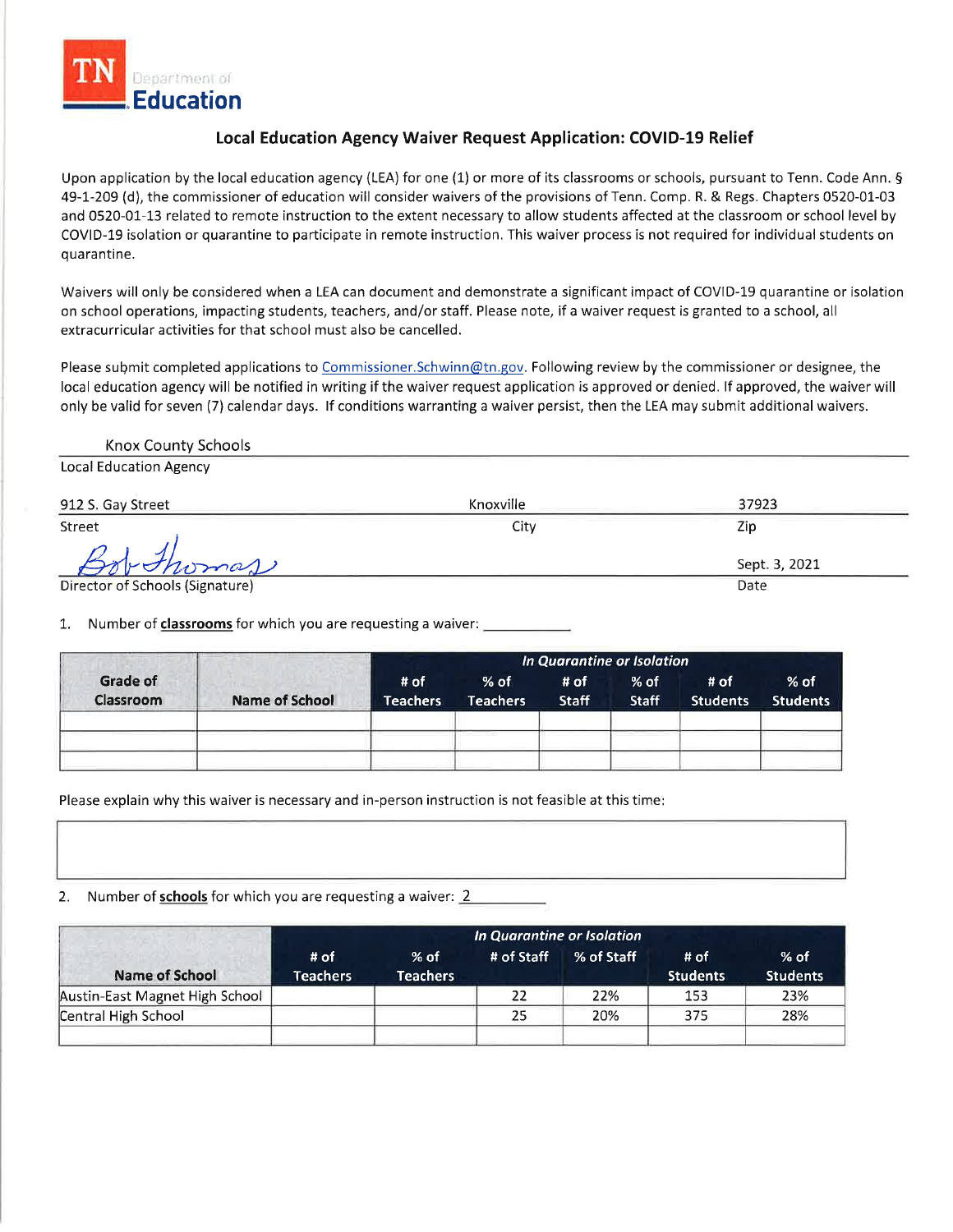**TN** Department of **Education**

## Local Education Agency Waiver Request Application: COVID-19 Relief

Upon application by the local education agency (LEA) for one (1) or more of its classrooms or schools, pursuant to Tenn. Code Ann. § 49-1-209 (d), the commissioner of education will consider waivers of the provisions of Tenn. Comp. R. & Regs. Chapters 0520-01-03 and 0520-01-13 related to remote instruction to the extent necessary to allow students affected at the classroom or school level by COVID-19 isolation or quarantine to participate in remote instruction. This waiver process is not required for individual students on quarantine.

Waivers will only be considered when a LEA can document and demonstrate a significant impact of COVID-19 quarantine or isolation on school operations, impacting students, teachers, and/or staff. Please note, if a waiver request is granted to a school, all extracurricular activities for that school must also be cancelled.

Please submit completed applications to Commissioner.Schwinn@tn.gov. Following review by the commissioner or designee, the local education agency will be notified in writing if the waiver request application is approved or denied. If approved, the waiver will only be valid for seven (7) calendar days. If conditions warranting a waiver persist, then the LEA may submit additional waivers.

Knox County Schools
Local Education Agency

912 S. Gay Street — Knoxville — 37923
Street — City — Zip

Bob Thomas — Sept. 3, 2021
Director of Schools (Signature) — Date

1. Number of **classrooms** for which you are requesting a waiver: ___________

| Grade of Classroom | Name of School | In Quarantine or Isolation | | | | | |
|---|---|---|---|---|---|---|---|
| | | # of Teachers | % of Teachers | # of Staff | % of Staff | # of Students | % of Students |
| | | | | | | | |
| | | | | | | | |
| | | | | | | | |

Please explain why this waiver is necessary and in-person instruction is not feasible at this time:

2. Number of **schools** for which you are requesting a waiver: 2

| Name of School | In Quarantine or Isolation | | | | | |
|---|---|---|---|---|---|---|
| | # of Teachers | % of Teachers | # of Staff | % of Staff | # of Students | % of Students |
| Austin-East Magnet High School | | | 22 | 22% | 153 | 23% |
| Central High School | | | 25 | 20% | 375 | 28% |
| | | | | | | |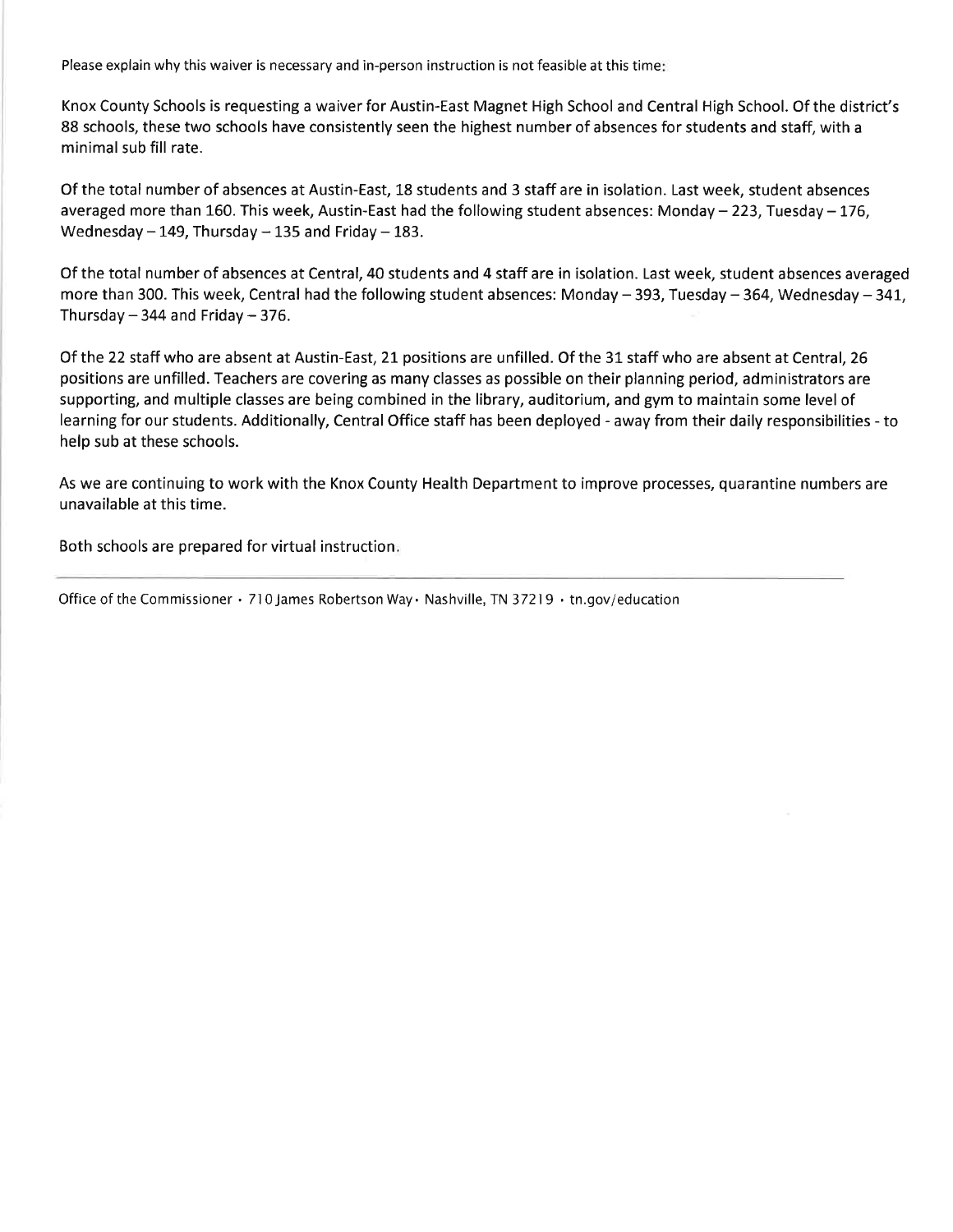Please explain why this waiver is necessary and in-person instruction is not feasible at this time:

Knox County Schools is requesting a waiver for Austin-East Magnet High School and Central High School. Of the district's 88 schools, these two schools have consistently seen the highest number of absences for students and staff, with a minimal sub fill rate.

Of the total number of absences at Austin-East, 18 students and 3 staff are in isolation. Last week, student absences averaged more than 160. This week, Austin-East had the following student absences: Monday – 223, Tuesday – 176, Wednesday – 149, Thursday – 135 and Friday – 183.

Of the total number of absences at Central, 40 students and 4 staff are in isolation. Last week, student absences averaged more than 300. This week, Central had the following student absences: Monday – 393, Tuesday – 364, Wednesday – 341, Thursday – 344 and Friday – 376.

Of the 22 staff who are absent at Austin-East, 21 positions are unfilled. Of the 31 staff who are absent at Central, 26 positions are unfilled. Teachers are covering as many classes as possible on their planning period, administrators are supporting, and multiple classes are being combined in the library, auditorium, and gym to maintain some level of learning for our students. Additionally, Central Office staff has been deployed - away from their daily responsibilities - to help sub at these schools.

As we are continuing to work with the Knox County Health Department to improve processes, quarantine numbers are unavailable at this time.

Both schools are prepared for virtual instruction.